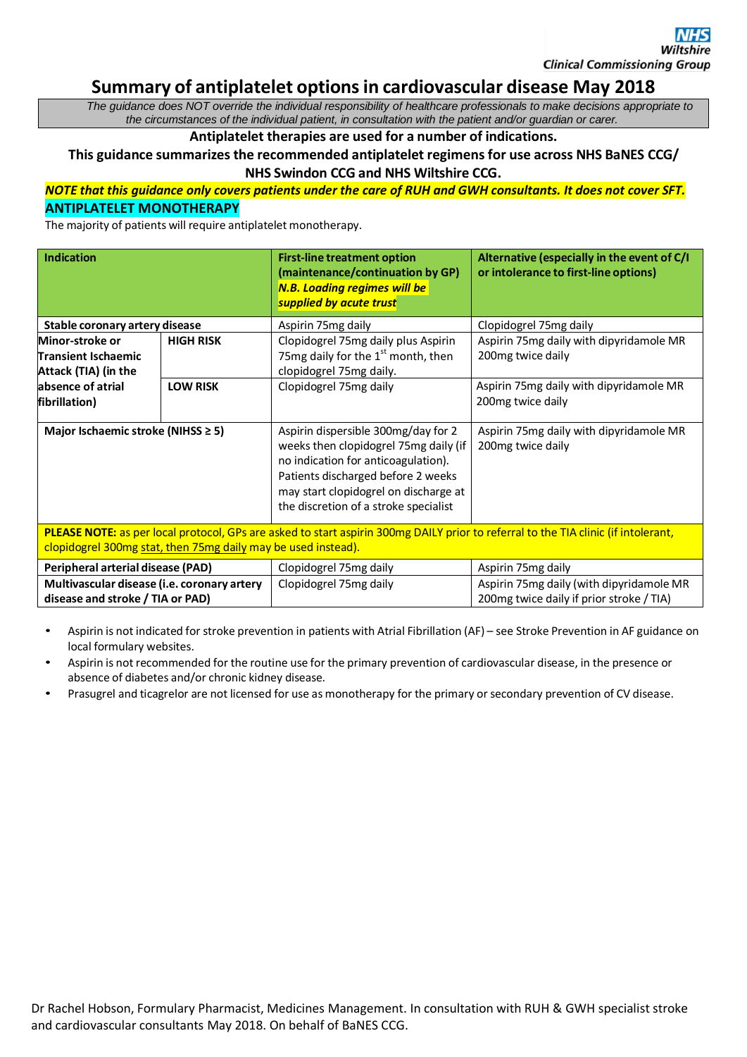NHS Wiltshire
Clinical Commissioning Group

# Summary of antiplatelet options in cardiovascular disease May 2018

*The guidance does NOT override the individual responsibility of healthcare professionals to make decisions appropriate to the circumstances of the individual patient, in consultation with the patient and/or guardian or carer.*

**Antiplatelet therapies are used for a number of indications.**

**This guidance summarizes the recommended antiplatelet regimens for use across NHS BaNES CCG/ NHS Swindon CCG and NHS Wiltshire CCG.**

***NOTE that this guidance only covers patients under the care of RUH and GWH consultants. It does not cover SFT.***

## ANTIPLATELET MONOTHERAPY

The majority of patients will require antiplatelet monotherapy.

| Indication | | First-line treatment option (maintenance/continuation by GP) *N.B. Loading regimes will be supplied by acute trust* | Alternative (especially in the event of C/I or intolerance to first-line options) |
|---|---|---|---|
| **Stable coronary artery disease** | | Aspirin 75mg daily | Clopidogrel 75mg daily |
| **Minor-stroke or Transient Ischaemic Attack (TIA) (in the absence of atrial fibrillation)** | **HIGH RISK** | Clopidogrel 75mg daily plus Aspirin 75mg daily for the 1st month, then clopidogrel 75mg daily. | Aspirin 75mg daily with dipyridamole MR 200mg twice daily |
| | **LOW RISK** | Clopidogrel 75mg daily | Aspirin 75mg daily with dipyridamole MR 200mg twice daily |
| **Major Ischaemic stroke (NIHSS ≥ 5)** | | Aspirin dispersible 300mg/day for 2 weeks then clopidogrel 75mg daily (if no indication for anticoagulation). Patients discharged before 2 weeks may start clopidogrel on discharge at the discretion of a stroke specialist | Aspirin 75mg daily with dipyridamole MR 200mg twice daily |
| **PLEASE NOTE:** as per local protocol, GPs are asked to start aspirin 300mg DAILY prior to referral to the TIA clinic (if intolerant, clopidogrel 300mg stat, then 75mg daily may be used instead). | | | |
| **Peripheral arterial disease (PAD)** | | Clopidogrel 75mg daily | Aspirin 75mg daily |
| **Multivascular disease (i.e. coronary artery disease and stroke / TIA or PAD)** | | Clopidogrel 75mg daily | Aspirin 75mg daily (with dipyridamole MR 200mg twice daily if prior stroke / TIA) |

- Aspirin is not indicated for stroke prevention in patients with Atrial Fibrillation (AF) – see Stroke Prevention in AF guidance on local formulary websites.
- Aspirin is not recommended for the routine use for the primary prevention of cardiovascular disease, in the presence or absence of diabetes and/or chronic kidney disease.
- Prasugrel and ticagrelor are not licensed for use as monotherapy for the primary or secondary prevention of CV disease.

Dr Rachel Hobson, Formulary Pharmacist, Medicines Management. In consultation with RUH & GWH specialist stroke and cardiovascular consultants May 2018. On behalf of BaNES CCG.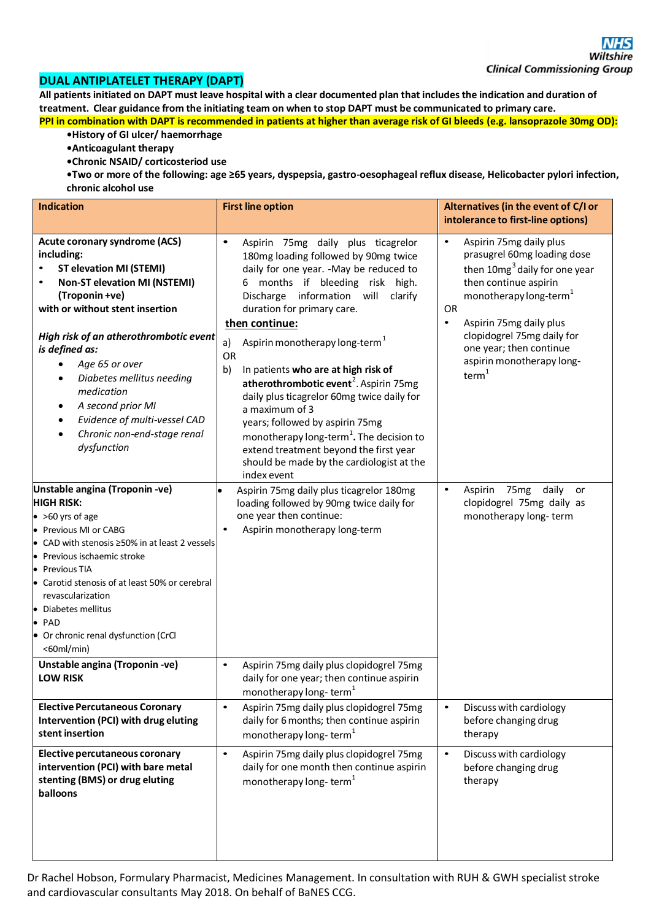NHS Wiltshire Clinical Commissioning Group

# DUAL ANTIPLATELET THERAPY (DAPT)

**All patients initiated on DAPT must leave hospital with a clear documented plan that includes the indication and duration of treatment. Clear guidance from the initiating team on when to stop DAPT must be communicated to primary care.**

**PPI in combination with DAPT is recommended in patients at higher than average risk of GI bleeds (e.g. lansoprazole 30mg OD):**

- **History of GI ulcer/ haemorrhage**
- **Anticoagulant therapy**
- **Chronic NSAID/ corticosteriod use**
- **Two or more of the following: age ≥65 years, dyspepsia, gastro-oesophageal reflux disease, Helicobacter pylori infection, chronic alcohol use**

| Indication | First line option | Alternatives (in the event of C/I or intolerance to first-line options) |
|---|---|---|
| **Acute coronary syndrome (ACS) including:**<br>• **ST elevation MI (STEMI)**<br>• **Non-ST elevation MI (NSTEMI) (Troponin +ve)**<br>**with or without stent insertion**<br><br>***High risk of an atherothrombotic event is defined as:***<br>• *Age 65 or over*<br>• *Diabetes mellitus needing medication*<br>• *A second prior MI*<br>• *Evidence of multi-vessel CAD*<br>• *Chronic non-end-stage renal dysfunction* | • Aspirin 75mg daily plus ticagrelor 180mg loading followed by 90mg twice daily for one year. -May be reduced to 6 months if bleeding risk high. Discharge information will clarify duration for primary care.<br>**then continue:**<br>a) Aspirin monotherapy long-term[1]<br>OR<br>b) In patients **who are at high risk of atherothrombotic event**[2]. Aspirin 75mg daily plus ticagrelor 60mg twice daily for a maximum of 3 years; followed by aspirin 75mg monotherapy long-term[1]**.** The decision to extend treatment beyond the first year should be made by the cardiologist at the index event | • Aspirin 75mg daily plus prasugrel 60mg loading dose then 10mg[3] daily for one year then continue aspirin monotherapy long-term[1]<br>OR<br>• Aspirin 75mg daily plus clopidogrel 75mg daily for one year; then continue aspirin monotherapy long-term[1] |
| **Unstable angina (Troponin -ve)**<br>**HIGH RISK:**<br>• >60 yrs of age<br>• Previous MI or CABG<br>• CAD with stenosis ≥50% in at least 2 vessels<br>• Previous ischaemic stroke<br>• Previous TIA<br>• Carotid stenosis of at least 50% or cerebral revascularization<br>• Diabetes mellitus<br>• PAD<br>• Or chronic renal dysfunction (CrCl <60ml/min) | • Aspirin 75mg daily plus ticagrelor 180mg loading followed by 90mg twice daily for one year then continue:<br>• Aspirin monotherapy long-term | • Aspirin 75mg daily or clopidogrel 75mg daily as monotherapy long- term |
| **Unstable angina (Troponin -ve)**<br>**LOW RISK** | • Aspirin 75mg daily plus clopidogrel 75mg daily for one year; then continue aspirin monotherapy long- term[1] | |
| **Elective Percutaneous Coronary Intervention (PCI) with drug eluting stent insertion** | • Aspirin 75mg daily plus clopidogrel 75mg daily for 6 months; then continue aspirin monotherapy long- term[1] | • Discuss with cardiology before changing drug therapy |
| **Elective percutaneous coronary intervention (PCI) with bare metal stenting (BMS) or drug eluting balloons** | • Aspirin 75mg daily plus clopidogrel 75mg daily for one month then continue aspirin monotherapy long- term[1] | • Discuss with cardiology before changing drug therapy |

Dr Rachel Hobson, Formulary Pharmacist, Medicines Management. In consultation with RUH & GWH specialist stroke and cardiovascular consultants May 2018. On behalf of BaNES CCG.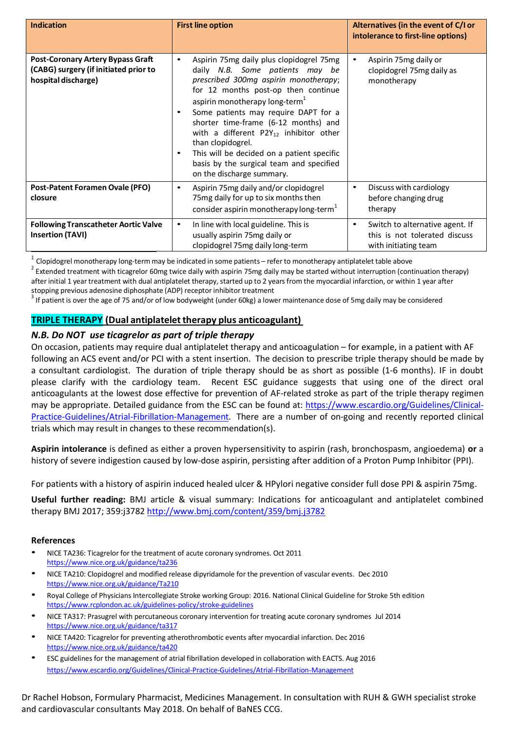| Indication | First line option | Alternatives (in the event of C/I or intolerance to first-line options) |
|---|---|---|
| **Post-Coronary Artery Bypass Graft (CABG) surgery (if initiated prior to hospital discharge)** | • Aspirin 75mg daily plus clopidogrel 75mg daily *N.B. Some patients may be prescribed 300mg aspirin monotherapy*; for 12 months post-op then continue aspirin monotherapy long-term[1]<br>• Some patients may require DAPT for a shorter time-frame (6-12 months) and with a different $P2Y_{12}$ inhibitor other than clopidogrel.<br>• This will be decided on a patient specific basis by the surgical team and specified on the discharge summary. | • Aspirin 75mg daily or clopidogrel 75mg daily as monotherapy |
| **Post-Patent Foramen Ovale (PFO) closure** | • Aspirin 75mg daily and/or clopidogrel 75mg daily for up to six months then consider aspirin monotherapy long-term[1] | • Discuss with cardiology before changing drug therapy |
| **Following Transcatheter Aortic Valve Insertion (TAVI)** | • In line with local guideline. This is usually aspirin 75mg daily or clopidogrel 75mg daily long-term | • Switch to alternative agent. If this is not tolerated discuss with initiating team |

[1] Clopidogrel monotherapy long-term may be indicated in some patients – refer to monotherapy antiplatelet table above

[2] Extended treatment with ticagrelor 60mg twice daily with aspirin 75mg daily may be started without interruption (continuation therapy) after initial 1 year treatment with dual antiplatelet therapy, started up to 2 years from the myocardial infarction, or within 1 year after stopping previous adenosine diphosphate (ADP) receptor inhibitor treatment

[3] If patient is over the age of 75 and/or of low bodyweight (under 60kg) a lower maintenance dose of 5mg daily may be considered

## TRIPLE THERAPY (Dual antiplatelet therapy plus anticoagulant)

***N.B. Do NOT use ticagrelor as part of triple therapy***

On occasion, patients may require dual antiplatelet therapy and anticoagulation – for example, in a patient with AF following an ACS event and/or PCI with a stent insertion. The decision to prescribe triple therapy should be made by a consultant cardiologist. The duration of triple therapy should be as short as possible (1-6 months). IF in doubt please clarify with the cardiology team. Recent ESC guidance suggests that using one of the direct oral anticoagulants at the lowest dose effective for prevention of AF-related stroke as part of the triple therapy regimen may be appropriate. Detailed guidance from the ESC can be found at: https://www.escardio.org/Guidelines/Clinical-Practice-Guidelines/Atrial-Fibrillation-Management. There are a number of on-going and recently reported clinical trials which may result in changes to these recommendation(s).

**Aspirin intolerance** is defined as either a proven hypersensitivity to aspirin (rash, bronchospasm, angioedema) **or** a history of severe indigestion caused by low-dose aspirin, persisting after addition of a Proton Pump Inhibitor (PPI).

For patients with a history of aspirin induced healed ulcer & HPylori negative consider full dose PPI & aspirin 75mg.

**Useful further reading:** BMJ article & visual summary: Indications for anticoagulant and antiplatelet combined therapy BMJ 2017; 359:j3782 http://www.bmj.com/content/359/bmj.j3782

### References

- NICE TA236: Ticagrelor for the treatment of acute coronary syndromes. Oct 2011 https://www.nice.org.uk/guidance/ta236
- NICE TA210: Clopidogrel and modified release dipyridamole for the prevention of vascular events. Dec 2010 https://www.nice.org.uk/guidance/Ta210
- Royal College of Physicians Intercollegiate Stroke working Group: 2016. National Clinical Guideline for Stroke 5th edition https://www.rcplondon.ac.uk/guidelines-policy/stroke-guidelines
- NICE TA317: Prasugrel with percutaneous coronary intervention for treating acute coronary syndromes Jul 2014 https://www.nice.org.uk/guidance/ta317
- NICE TA420: Ticagrelor for preventing atherothrombotic events after myocardial infarction. Dec 2016 https://www.nice.org.uk/guidance/ta420
- ESC guidelines for the management of atrial fibrillation developed in collaboration with EACTS. Aug 2016 https://www.escardio.org/Guidelines/Clinical-Practice-Guidelines/Atrial-Fibrillation-Management

Dr Rachel Hobson, Formulary Pharmacist, Medicines Management. In consultation with RUH & GWH specialist stroke and cardiovascular consultants May 2018. On behalf of BaNES CCG.